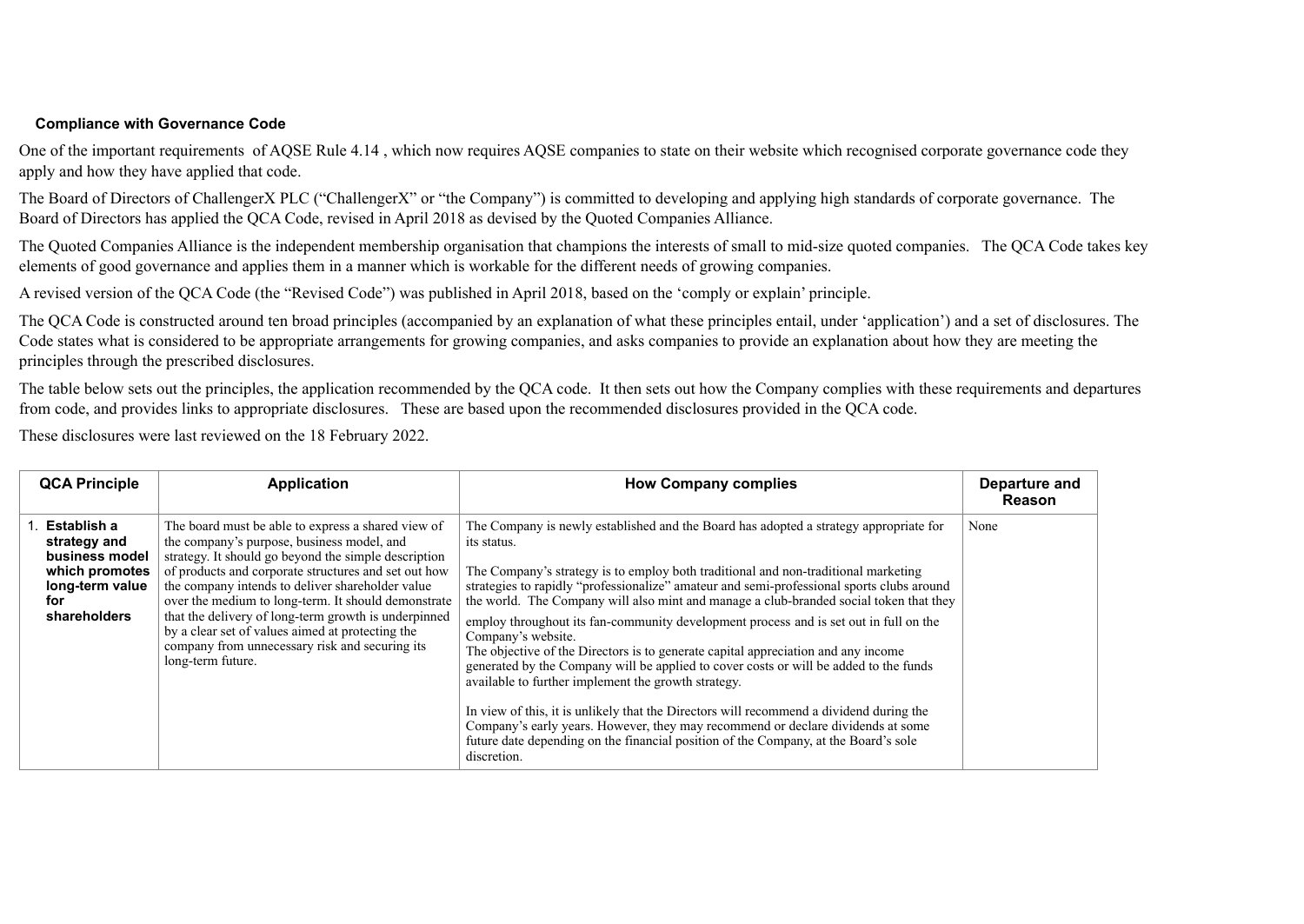**Compliance with Governance Code**

One of the important requirements of AQSE Rule 4.14 , which now requires AQSE companies to state on their website which recognised corporate governance code they apply and how they have applied that code.

The Board of Directors of ChallengerX PLC ("ChallengerX" or "the Company") is committed to developing and applying high standards of corporate governance. The Board of Directors has applied the QCA Code, revised in April 2018 as devised by the Quoted Companies Alliance.

The Quoted Companies Alliance is the independent membership organisation that champions the interests of small to mid-size quoted companies. The QCA Code takes key elements of good governance and applies them in a manner which is workable for the different needs of growing companies.

A revised version of the QCA Code (the "Revised Code") was published in April 2018, based on the 'comply or explain' principle.

The QCA Code is constructed around ten broad principles (accompanied by an explanation of what these principles entail, under 'application') and a set of disclosures. The Code states what is considered to be appropriate arrangements for growing companies, and asks companies to provide an explanation about how they are meeting the principles through the prescribed disclosures.

The table below sets out the principles, the application recommended by the QCA code. It then sets out how the Company complies with these requirements and departures from code, and provides links to appropriate disclosures. These are based upon the recommended disclosures provided in the QCA code.

These disclosures were last reviewed on the 18 February 2022.

| QCA Principle | Application | How Company complies | Departure and Reason |
|---|---|---|---|
| 1. **Establish a strategy and business model which promotes long-term value for shareholders** | The board must be able to express a shared view of the company's purpose, business model, and strategy. It should go beyond the simple description of products and corporate structures and set out how the company intends to deliver shareholder value over the medium to long-term. It should demonstrate that the delivery of long-term growth is underpinned by a clear set of values aimed at protecting the company from unnecessary risk and securing its long-term future. | The Company is newly established and the Board has adopted a strategy appropriate for its status.<br><br>The Company's strategy is to employ both traditional and non-traditional marketing strategies to rapidly "professionalize" amateur and semi-professional sports clubs around the world. The Company will also mint and manage a club-branded social token that they employ throughout its fan-community development process and is set out in full on the Company's website.<br>The objective of the Directors is to generate capital appreciation and any income generated by the Company will be applied to cover costs or will be added to the funds available to further implement the growth strategy.<br><br>In view of this, it is unlikely that the Directors will recommend a dividend during the Company's early years. However, they may recommend or declare dividends at some future date depending on the financial position of the Company, at the Board's sole discretion. | None |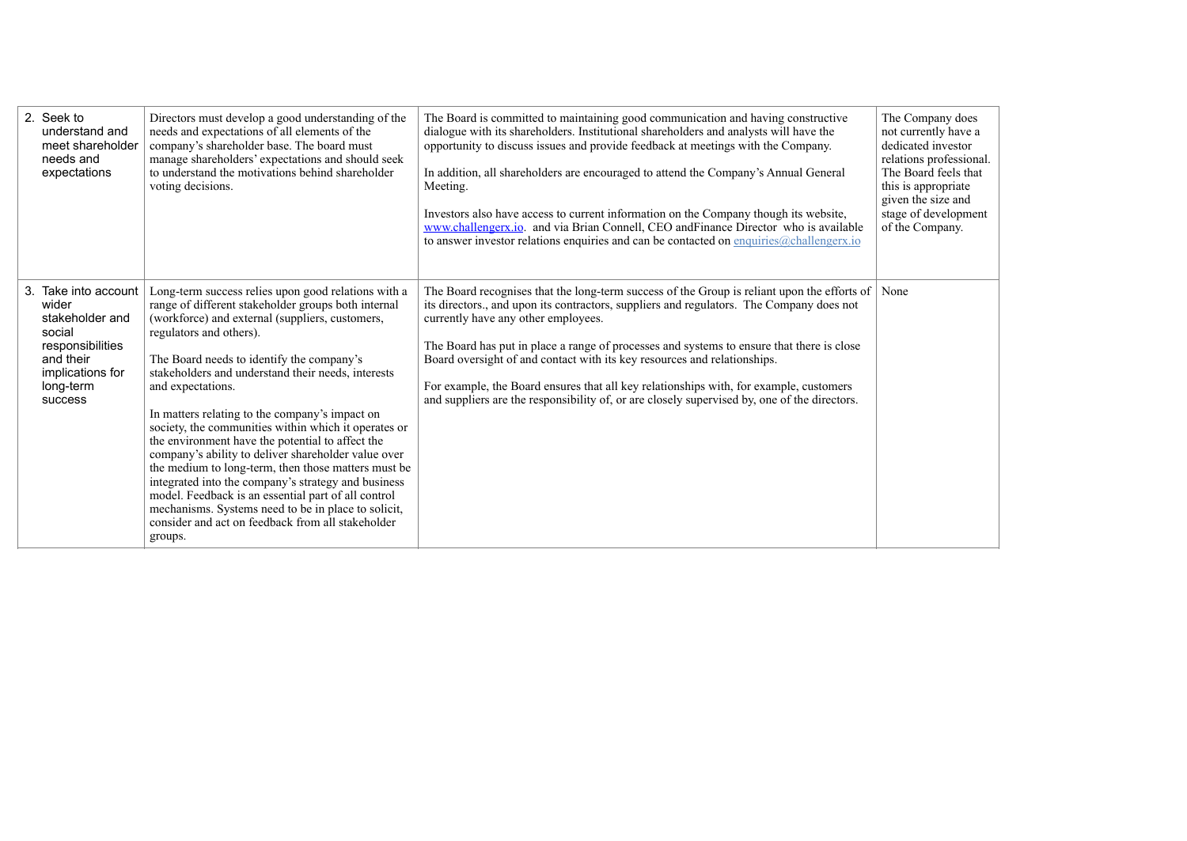| | | | |
|---|---|---|---|
| 2. Seek to understand and meet shareholder needs and expectations | Directors must develop a good understanding of the needs and expectations of all elements of the company's shareholder base. The board must manage shareholders' expectations and should seek to understand the motivations behind shareholder voting decisions. | The Board is committed to maintaining good communication and having constructive dialogue with its shareholders. Institutional shareholders and analysts will have the opportunity to discuss issues and provide feedback at meetings with the Company.<br><br>In addition, all shareholders are encouraged to attend the Company's Annual General Meeting.<br><br>Investors also have access to current information on the Company though its website, www.challengerx.io. and via Brian Connell, CEO andFinance Director who is available to answer investor relations enquiries and can be contacted on enquiries@challengerx.io | The Company does not currently have a dedicated investor relations professional. The Board feels that this is appropriate given the size and stage of development of the Company. |
| 3. Take into account wider stakeholder and social responsibilities and their implications for long-term success | Long-term success relies upon good relations with a range of different stakeholder groups both internal (workforce) and external (suppliers, customers, regulators and others).<br><br>The Board needs to identify the company's stakeholders and understand their needs, interests and expectations.<br><br>In matters relating to the company's impact on society, the communities within which it operates or the environment have the potential to affect the company's ability to deliver shareholder value over the medium to long-term, then those matters must be integrated into the company's strategy and business model. Feedback is an essential part of all control mechanisms. Systems need to be in place to solicit, consider and act on feedback from all stakeholder groups. | The Board recognises that the long-term success of the Group is reliant upon the efforts of its directors., and upon its contractors, suppliers and regulators. The Company does not currently have any other employees.<br><br>The Board has put in place a range of processes and systems to ensure that there is close Board oversight of and contact with its key resources and relationships.<br><br>For example, the Board ensures that all key relationships with, for example, customers and suppliers are the responsibility of, or are closely supervised by, one of the directors. | None |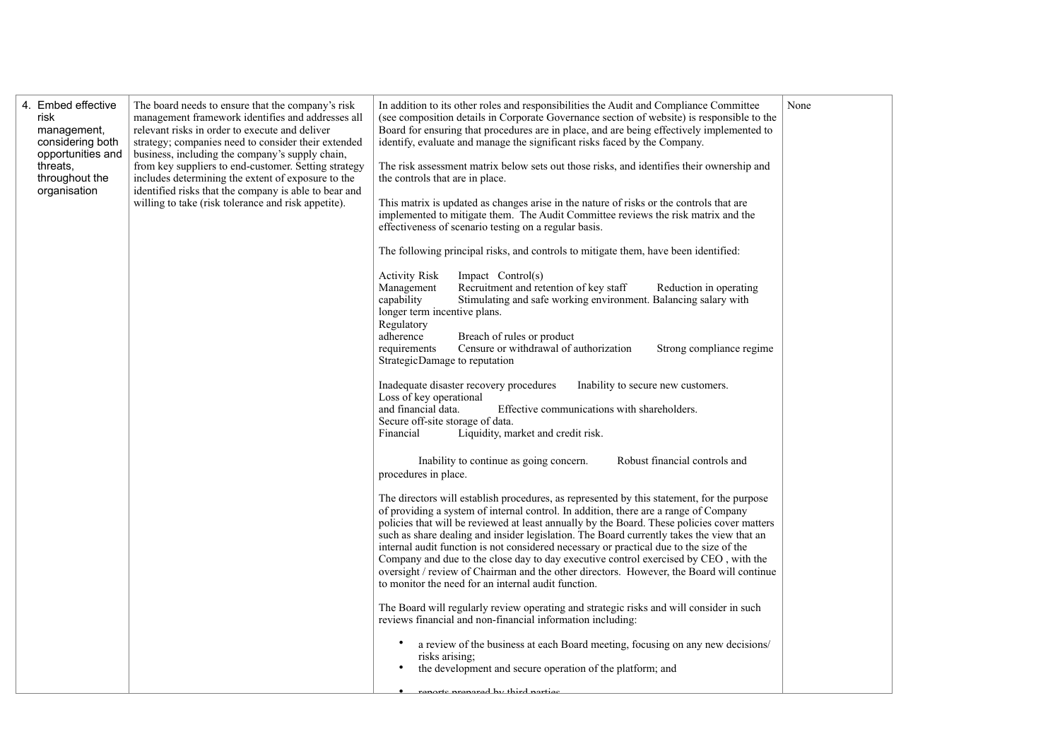| 4. Embed effective risk management, considering both opportunities and threats, throughout the organisation | The board needs to ensure that the company's risk management framework identifies and addresses all relevant risks in order to execute and deliver strategy; companies need to consider their extended business, including the company's supply chain, from key suppliers to end-customer. Setting strategy includes determining the extent of exposure to the identified risks that the company is able to bear and willing to take (risk tolerance and risk appetite). | In addition to its other roles and responsibilities the Audit and Compliance Committee (see composition details in Corporate Governance section of website) is responsible to the Board for ensuring that procedures are in place, and are being effectively implemented to identify, evaluate and manage the significant risks faced by the Company.<br><br>The risk assessment matrix below sets out those risks, and identifies their ownership and the controls that are in place.<br><br>This matrix is updated as changes arise in the nature of risks or the controls that are implemented to mitigate them. The Audit Committee reviews the risk matrix and the effectiveness of scenario testing on a regular basis.<br><br>The following principal risks, and controls to mitigate them, have been identified:<br><br>Activity Risk Impact Control(s)<br>Management Recruitment and retention of key staff Reduction in operating capability Stimulating and safe working environment. Balancing salary with longer term incentive plans.<br>Regulatory adherence Breach of rules or product requirements Censure or withdrawal of authorization Strong compliance regime<br>StrategicDamage to reputation<br><br>Inadequate disaster recovery procedures Inability to secure new customers.<br>Loss of key operational and financial data. Effective communications with shareholders.<br>Secure off-site storage of data.<br>Financial Liquidity, market and credit risk.<br><br>Inability to continue as going concern. Robust financial controls and procedures in place.<br><br>The directors will establish procedures, as represented by this statement, for the purpose of providing a system of internal control. In addition, there are a range of Company policies that will be reviewed at least annually by the Board. These policies cover matters such as share dealing and insider legislation. The Board currently takes the view that an internal audit function is not considered necessary or practical due to the size of the Company and due to the close day to day executive control exercised by CEO , with the oversight / review of Chairman and the other directors. However, the Board will continue to monitor the need for an internal audit function.<br><br>The Board will regularly review operating and strategic risks and will consider in such reviews financial and non-financial information including:<br><br>• a review of the business at each Board meeting, focusing on any new decisions/ risks arising;<br>• the development and secure operation of the platform; and<br>• reports prepared by third parties | None |
|---|---|---|---|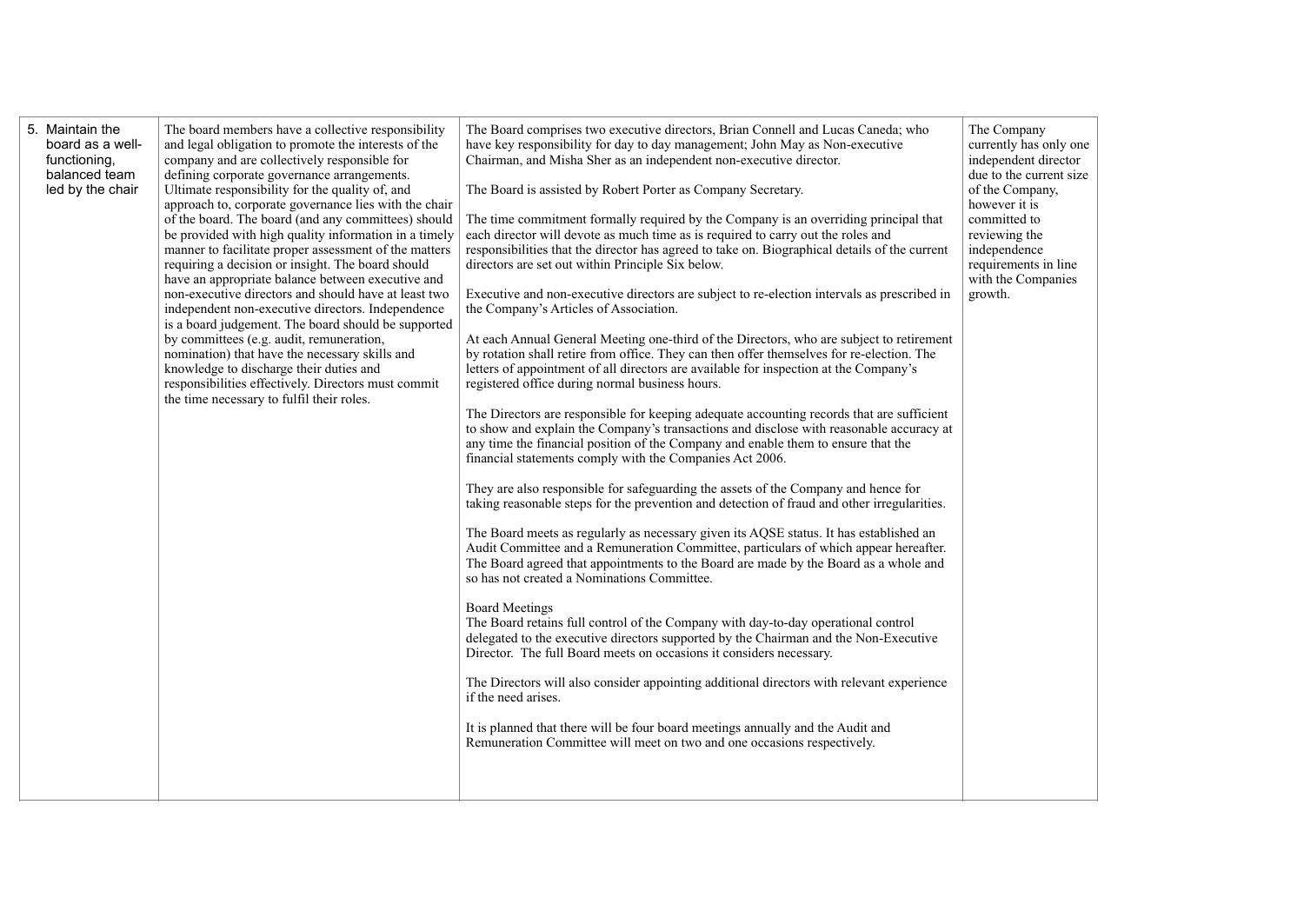| | | | |
|---|---|---|---|
| 5. Maintain the board as a well-functioning, balanced team led by the chair | The board members have a collective responsibility and legal obligation to promote the interests of the company and are collectively responsible for defining corporate governance arrangements. Ultimate responsibility for the quality of, and approach to, corporate governance lies with the chair of the board. The board (and any committees) should be provided with high quality information in a timely manner to facilitate proper assessment of the matters requiring a decision or insight. The board should have an appropriate balance between executive and non-executive directors and should have at least two independent non-executive directors. Independence is a board judgement. The board should be supported by committees (e.g. audit, remuneration, nomination) that have the necessary skills and knowledge to discharge their duties and responsibilities effectively. Directors must commit the time necessary to fulfil their roles. | The Board comprises two executive directors, Brian Connell and Lucas Caneda; who have key responsibility for day to day management; John May as Non-executive Chairman, and Misha Sher as an independent non-executive director.<br><br>The Board is assisted by Robert Porter as Company Secretary.<br><br>The time commitment formally required by the Company is an overriding principal that each director will devote as much time as is required to carry out the roles and responsibilities that the director has agreed to take on. Biographical details of the current directors are set out within Principle Six below.<br><br>Executive and non-executive directors are subject to re-election intervals as prescribed in the Company's Articles of Association.<br><br>At each Annual General Meeting one-third of the Directors, who are subject to retirement by rotation shall retire from office. They can then offer themselves for re-election. The letters of appointment of all directors are available for inspection at the Company's registered office during normal business hours.<br><br>The Directors are responsible for keeping adequate accounting records that are sufficient to show and explain the Company's transactions and disclose with reasonable accuracy at any time the financial position of the Company and enable them to ensure that the financial statements comply with the Companies Act 2006.<br><br>They are also responsible for safeguarding the assets of the Company and hence for taking reasonable steps for the prevention and detection of fraud and other irregularities.<br><br>The Board meets as regularly as necessary given its AQSE status. It has established an Audit Committee and a Remuneration Committee, particulars of which appear hereafter. The Board agreed that appointments to the Board are made by the Board as a whole and so has not created a Nominations Committee.<br><br>Board Meetings<br>The Board retains full control of the Company with day-to-day operational control delegated to the executive directors supported by the Chairman and the Non-Executive Director. The full Board meets on occasions it considers necessary.<br><br>The Directors will also consider appointing additional directors with relevant experience if the need arises.<br><br>It is planned that there will be four board meetings annually and the Audit and Remuneration Committee will meet on two and one occasions respectively. | The Company currently has only one independent director due to the current size of the Company, however it is committed to reviewing the independence requirements in line with the Companies growth. |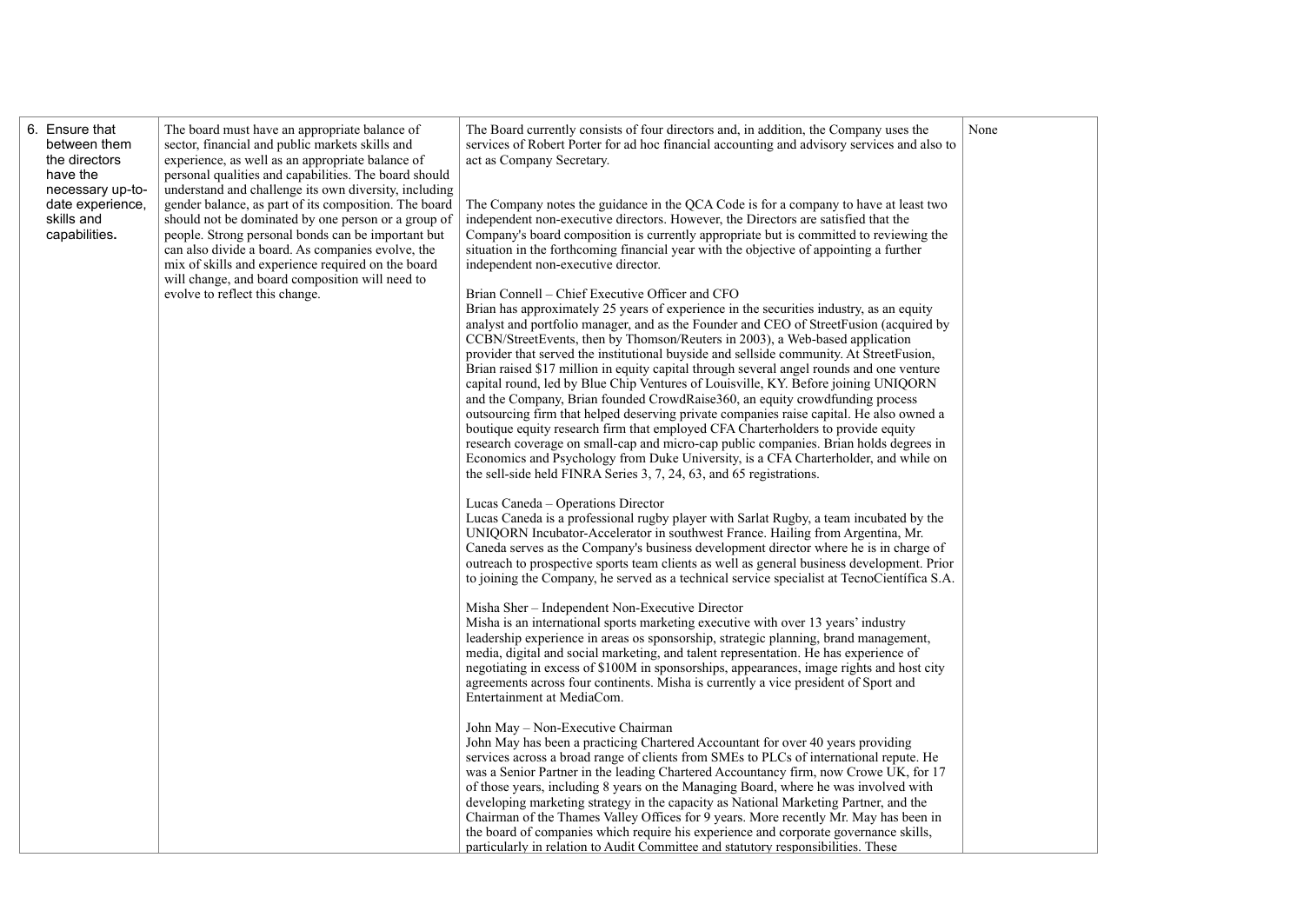| | | | |
|---|---|---|---|
| 6. Ensure that between them the directors have the necessary up-to-date experience, skills and capabilities. | The board must have an appropriate balance of sector, financial and public markets skills and experience, as well as an appropriate balance of personal qualities and capabilities. The board should understand and challenge its own diversity, including gender balance, as part of its composition. The board should not be dominated by one person or a group of people. Strong personal bonds can be important but can also divide a board. As companies evolve, the mix of skills and experience required on the board will change, and board composition will need to evolve to reflect this change. | The Board currently consists of four directors and, in addition, the Company uses the services of Robert Porter for ad hoc financial accounting and advisory services and also to act as Company Secretary.<br><br>The Company notes the guidance in the QCA Code is for a company to have at least two independent non-executive directors. However, the Directors are satisfied that the Company's board composition is currently appropriate but is committed to reviewing the situation in the forthcoming financial year with the objective of appointing a further independent non-executive director.<br><br>Brian Connell – Chief Executive Officer and CFO<br>Brian has approximately 25 years of experience in the securities industry, as an equity analyst and portfolio manager, and as the Founder and CEO of StreetFusion (acquired by CCBN/StreetEvents, then by Thomson/Reuters in 2003), a Web-based application provider that served the institutional buyside and sellside community. At StreetFusion, Brian raised $17 million in equity capital through several angel rounds and one venture capital round, led by Blue Chip Ventures of Louisville, KY. Before joining UNIQORN and the Company, Brian founded CrowdRaise360, an equity crowdfunding process outsourcing firm that helped deserving private companies raise capital. He also owned a boutique equity research firm that employed CFA Charterholders to provide equity research coverage on small-cap and micro-cap public companies. Brian holds degrees in Economics and Psychology from Duke University, is a CFA Charterholder, and while on the sell-side held FINRA Series 3, 7, 24, 63, and 65 registrations.<br><br>Lucas Caneda – Operations Director<br>Lucas Caneda is a professional rugby player with Sarlat Rugby, a team incubated by the UNIQORN Incubator-Accelerator in southwest France. Hailing from Argentina, Mr. Caneda serves as the Company's business development director where he is in charge of outreach to prospective sports team clients as well as general business development. Prior to joining the Company, he served as a technical service specialist at TecnoCientífica S.A.<br><br>Misha Sher – Independent Non-Executive Director<br>Misha is an international sports marketing executive with over 13 years' industry leadership experience in areas os sponsorship, strategic planning, brand management, media, digital and social marketing, and talent representation. He has experience of negotiating in excess of $100M in sponsorships, appearances, image rights and host city agreements across four continents. Misha is currently a vice president of Sport and Entertainment at MediaCom.<br><br>John May – Non-Executive Chairman<br>John May has been a practicing Chartered Accountant for over 40 years providing services across a broad range of clients from SMEs to PLCs of international repute. He was a Senior Partner in the leading Chartered Accountancy firm, now Crowe UK, for 17 of those years, including 8 years on the Managing Board, where he was involved with developing marketing strategy in the capacity as National Marketing Partner, and the Chairman of the Thames Valley Offices for 9 years. More recently Mr. May has been in the board of companies which require his experience and corporate governance skills, particularly in relation to Audit Committee and statutory responsibilities. These | None |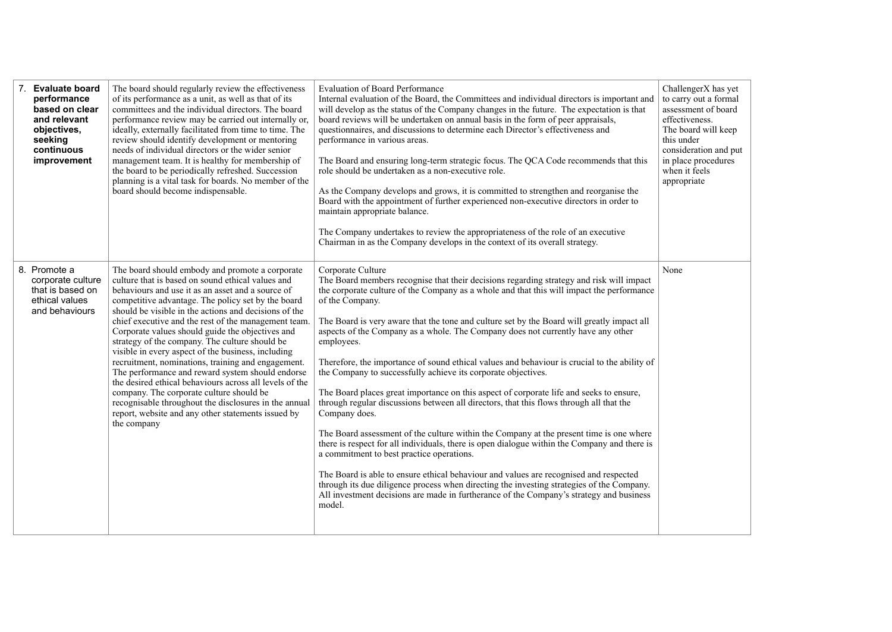| | | | |
|---|---|---|---|
| 7. **Evaluate board performance based on clear and relevant objectives, seeking continuous improvement** | The board should regularly review the effectiveness of its performance as a unit, as well as that of its committees and the individual directors. The board performance review may be carried out internally or, ideally, externally facilitated from time to time. The review should identify development or mentoring needs of individual directors or the wider senior management team. It is healthy for membership of the board to be periodically refreshed. Succession planning is a vital task for boards. No member of the board should become indispensable. | Evaluation of Board Performance<br>Internal evaluation of the Board, the Committees and individual directors is important and will develop as the status of the Company changes in the future. The expectation is that board reviews will be undertaken on annual basis in the form of peer appraisals, questionnaires, and discussions to determine each Director's effectiveness and performance in various areas.<br><br>The Board and ensuring long-term strategic focus. The QCA Code recommends that this role should be undertaken as a non-executive role.<br><br>As the Company develops and grows, it is committed to strengthen and reorganise the Board with the appointment of further experienced non-executive directors in order to maintain appropriate balance.<br><br>The Company undertakes to review the appropriateness of the role of an executive Chairman in as the Company develops in the context of its overall strategy. | ChallengerX has yet to carry out a formal assessment of board effectiveness. The board will keep this under consideration and put in place procedures when it feels appropriate |
| 8. Promote a corporate culture that is based on ethical values and behaviours | The board should embody and promote a corporate culture that is based on sound ethical values and behaviours and use it as an asset and a source of competitive advantage. The policy set by the board should be visible in the actions and decisions of the chief executive and the rest of the management team. Corporate values should guide the objectives and strategy of the company. The culture should be visible in every aspect of the business, including recruitment, nominations, training and engagement. The performance and reward system should endorse the desired ethical behaviours across all levels of the company. The corporate culture should be recognisable throughout the disclosures in the annual report, website and any other statements issued by the company | Corporate Culture<br>The Board members recognise that their decisions regarding strategy and risk will impact the corporate culture of the Company as a whole and that this will impact the performance of the Company.<br><br>The Board is very aware that the tone and culture set by the Board will greatly impact all aspects of the Company as a whole. The Company does not currently have any other employees.<br><br>Therefore, the importance of sound ethical values and behaviour is crucial to the ability of the Company to successfully achieve its corporate objectives.<br><br>The Board places great importance on this aspect of corporate life and seeks to ensure, through regular discussions between all directors, that this flows through all that the Company does.<br><br>The Board assessment of the culture within the Company at the present time is one where there is respect for all individuals, there is open dialogue within the Company and there is a commitment to best practice operations.<br><br>The Board is able to ensure ethical behaviour and values are recognised and respected through its due diligence process when directing the investing strategies of the Company. All investment decisions are made in furtherance of the Company's strategy and business model. | None |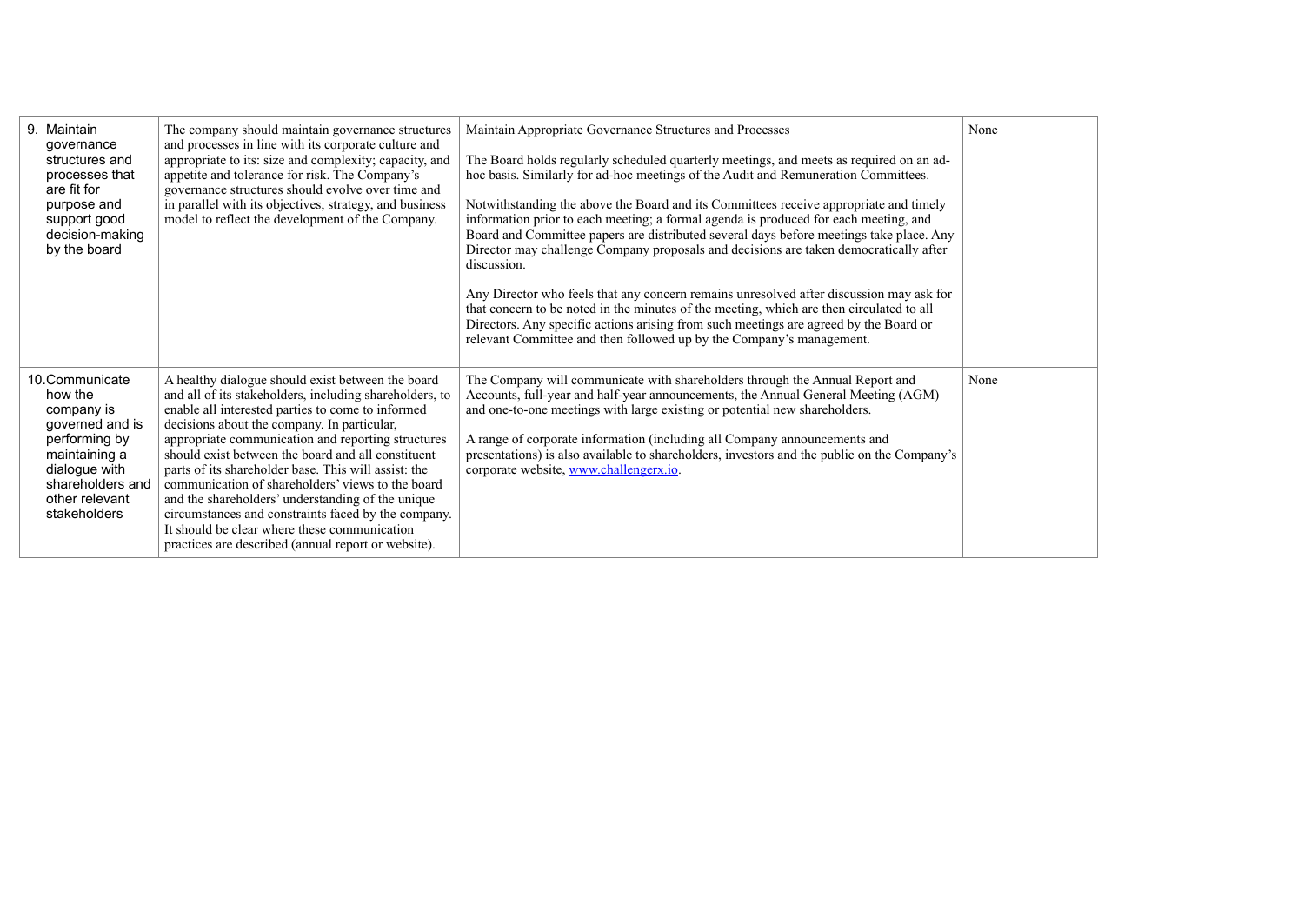| | | | |
|---|---|---|---|
| 9. Maintain governance structures and processes that are fit for purpose and support good decision-making by the board | The company should maintain governance structures and processes in line with its corporate culture and appropriate to its: size and complexity; capacity, and appetite and tolerance for risk. The Company's governance structures should evolve over time and in parallel with its objectives, strategy, and business model to reflect the development of the Company. | Maintain Appropriate Governance Structures and Processes<br><br>The Board holds regularly scheduled quarterly meetings, and meets as required on an ad-hoc basis. Similarly for ad-hoc meetings of the Audit and Remuneration Committees.<br><br>Notwithstanding the above the Board and its Committees receive appropriate and timely information prior to each meeting; a formal agenda is produced for each meeting, and Board and Committee papers are distributed several days before meetings take place. Any Director may challenge Company proposals and decisions are taken democratically after discussion.<br><br>Any Director who feels that any concern remains unresolved after discussion may ask for that concern to be noted in the minutes of the meeting, which are then circulated to all Directors. Any specific actions arising from such meetings are agreed by the Board or relevant Committee and then followed up by the Company's management. | None |
| 10. Communicate how the company is governed and is performing by maintaining a dialogue with shareholders and other relevant stakeholders | A healthy dialogue should exist between the board and all of its stakeholders, including shareholders, to enable all interested parties to come to informed decisions about the company. In particular, appropriate communication and reporting structures should exist between the board and all constituent parts of its shareholder base. This will assist: the communication of shareholders' views to the board and the shareholders' understanding of the unique circumstances and constraints faced by the company. It should be clear where these communication practices are described (annual report or website). | The Company will communicate with shareholders through the Annual Report and Accounts, full-year and half-year announcements, the Annual General Meeting (AGM) and one-to-one meetings with large existing or potential new shareholders.<br><br>A range of corporate information (including all Company announcements and presentations) is also available to shareholders, investors and the public on the Company's corporate website, [www.challengerx.io](http://www.challengerx.io). | None |